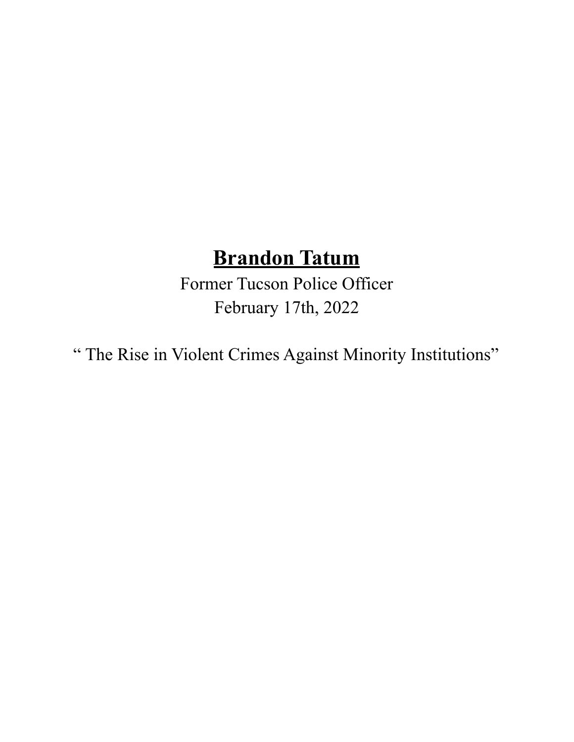# **Brandon Tatum**

Former Tucson Police Officer

February 17th, 2022

“ The Rise in Violent Crimes Against Minority Institutions”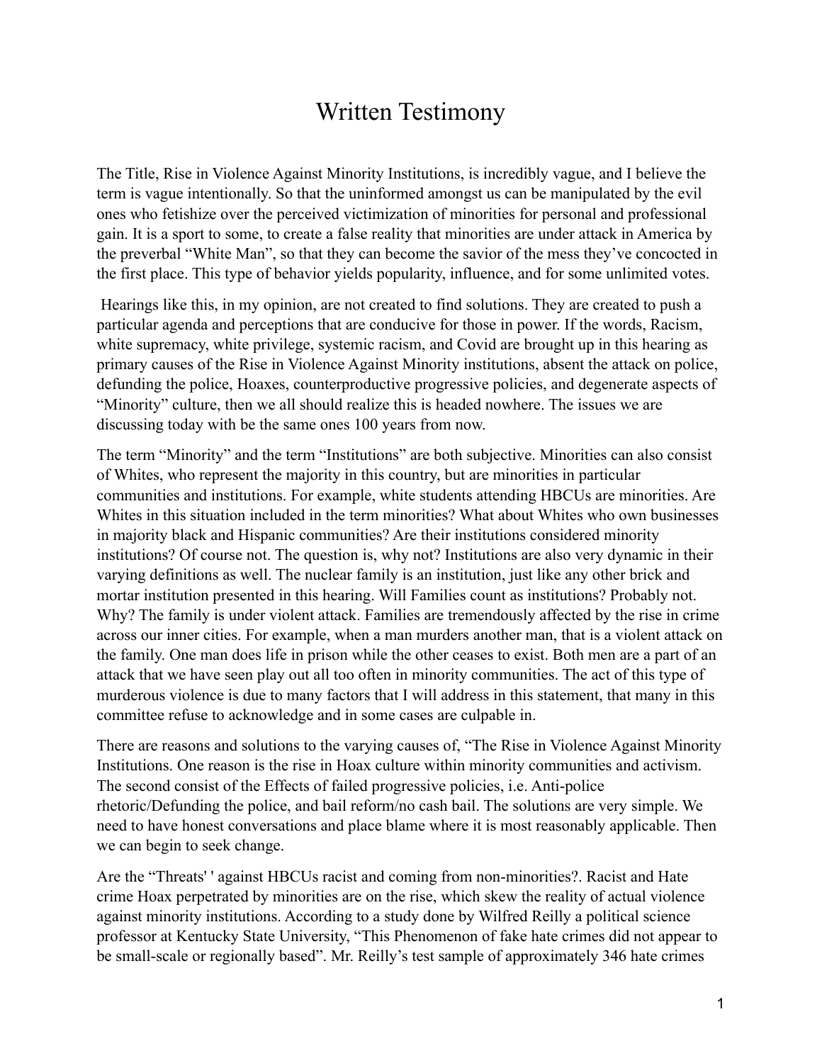# Written Testimony

The Title, Rise in Violence Against Minority Institutions, is incredibly vague, and I believe the term is vague intentionally. So that the uninformed amongst us can be manipulated by the evil ones who fetishize over the perceived victimization of minorities for personal and professional gain. It is a sport to some, to create a false reality that minorities are under attack in America by the preverbal "White Man", so that they can become the savior of the mess they've concocted in the first place. This type of behavior yields popularity, influence, and for some unlimited votes.

Hearings like this, in my opinion, are not created to find solutions. They are created to push a particular agenda and perceptions that are conducive for those in power. If the words, Racism, white supremacy, white privilege, systemic racism, and Covid are brought up in this hearing as primary causes of the Rise in Violence Against Minority institutions, absent the attack on police, defunding the police, Hoaxes, counterproductive progressive policies, and degenerate aspects of "Minority" culture, then we all should realize this is headed nowhere. The issues we are discussing today with be the same ones 100 years from now.

The term "Minority" and the term "Institutions" are both subjective. Minorities can also consist of Whites, who represent the majority in this country, but are minorities in particular communities and institutions. For example, white students attending HBCUs are minorities. Are Whites in this situation included in the term minorities? What about Whites who own businesses in majority black and Hispanic communities? Are their institutions considered minority institutions? Of course not. The question is, why not? Institutions are also very dynamic in their varying definitions as well. The nuclear family is an institution, just like any other brick and mortar institution presented in this hearing. Will Families count as institutions? Probably not. Why? The family is under violent attack. Families are tremendously affected by the rise in crime across our inner cities. For example, when a man murders another man, that is a violent attack on the family. One man does life in prison while the other ceases to exist. Both men are a part of an attack that we have seen play out all too often in minority communities. The act of this type of murderous violence is due to many factors that I will address in this statement, that many in this committee refuse to acknowledge and in some cases are culpable in.

There are reasons and solutions to the varying causes of, "The Rise in Violence Against Minority Institutions. One reason is the rise in Hoax culture within minority communities and activism. The second consist of the Effects of failed progressive policies, i.e. Anti-police rhetoric/Defunding the police, and bail reform/no cash bail. The solutions are very simple. We need to have honest conversations and place blame where it is most reasonably applicable. Then we can begin to seek change.

Are the "Threats' ' against HBCUs racist and coming from non-minorities?. Racist and Hate crime Hoax perpetrated by minorities are on the rise, which skew the reality of actual violence against minority institutions. According to a study done by Wilfred Reilly a political science professor at Kentucky State University, "This Phenomenon of fake hate crimes did not appear to be small-scale or regionally based". Mr. Reilly's test sample of approximately 346 hate crimes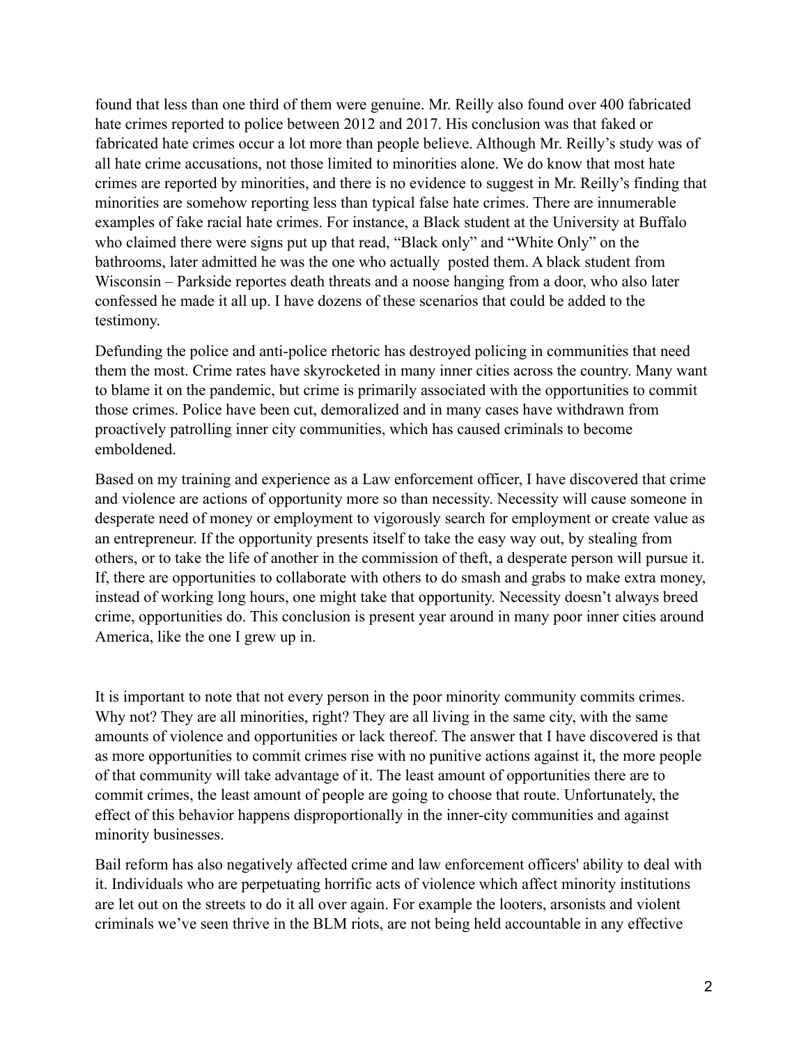found that less than one third of them were genuine. Mr. Reilly also found over 400 fabricated hate crimes reported to police between 2012 and 2017. His conclusion was that faked or fabricated hate crimes occur a lot more than people believe. Although Mr. Reilly's study was of all hate crime accusations, not those limited to minorities alone. We do know that most hate crimes are reported by minorities, and there is no evidence to suggest in Mr. Reilly's finding that minorities are somehow reporting less than typical false hate crimes. There are innumerable examples of fake racial hate crimes. For instance, a Black student at the University at Buffalo who claimed there were signs put up that read, "Black only" and "White Only" on the bathrooms, later admitted he was the one who actually posted them. A black student from Wisconsin – Parkside reportes death threats and a noose hanging from a door, who also later confessed he made it all up. I have dozens of these scenarios that could be added to the testimony.

Defunding the police and anti-police rhetoric has destroyed policing in communities that need them the most. Crime rates have skyrocketed in many inner cities across the country. Many want to blame it on the pandemic, but crime is primarily associated with the opportunities to commit those crimes. Police have been cut, demoralized and in many cases have withdrawn from proactively patrolling inner city communities, which has caused criminals to become emboldened.

Based on my training and experience as a Law enforcement officer, I have discovered that crime and violence are actions of opportunity more so than necessity. Necessity will cause someone in desperate need of money or employment to vigorously search for employment or create value as an entrepreneur. If the opportunity presents itself to take the easy way out, by stealing from others, or to take the life of another in the commission of theft, a desperate person will pursue it. If, there are opportunities to collaborate with others to do smash and grabs to make extra money, instead of working long hours, one might take that opportunity. Necessity doesn't always breed crime, opportunities do. This conclusion is present year around in many poor inner cities around America, like the one I grew up in.

It is important to note that not every person in the poor minority community commits crimes. Why not? They are all minorities, right? They are all living in the same city, with the same amounts of violence and opportunities or lack thereof. The answer that I have discovered is that as more opportunities to commit crimes rise with no punitive actions against it, the more people of that community will take advantage of it. The least amount of opportunities there are to commit crimes, the least amount of people are going to choose that route. Unfortunately, the effect of this behavior happens disproportionally in the inner-city communities and against minority businesses.

Bail reform has also negatively affected crime and law enforcement officers' ability to deal with it. Individuals who are perpetuating horrific acts of violence which affect minority institutions are let out on the streets to do it all over again. For example the looters, arsonists and violent criminals we've seen thrive in the BLM riots, are not being held accountable in any effective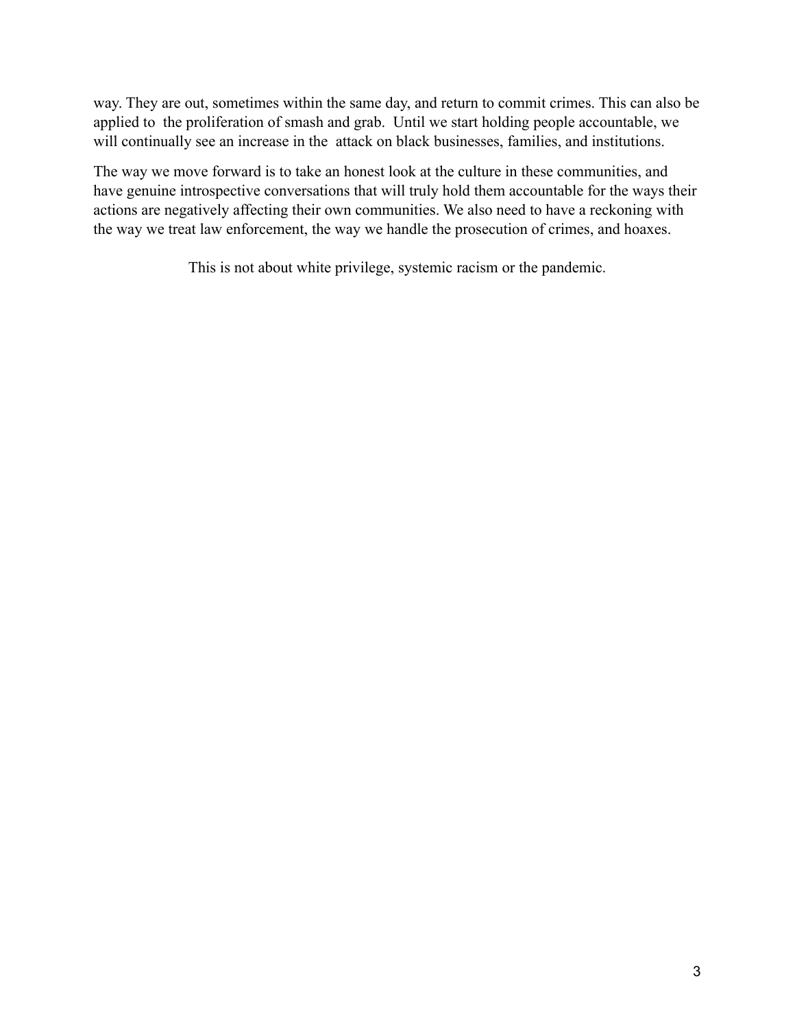way. They are out, sometimes within the same day, and return to commit crimes. This can also be applied to the proliferation of smash and grab. Until we start holding people accountable, we will continually see an increase in the attack on black businesses, families, and institutions.

The way we move forward is to take an honest look at the culture in these communities, and have genuine introspective conversations that will truly hold them accountable for the ways their actions are negatively affecting their own communities. We also need to have a reckoning with the way we treat law enforcement, the way we handle the prosecution of crimes, and hoaxes.

This is not about white privilege, systemic racism or the pandemic.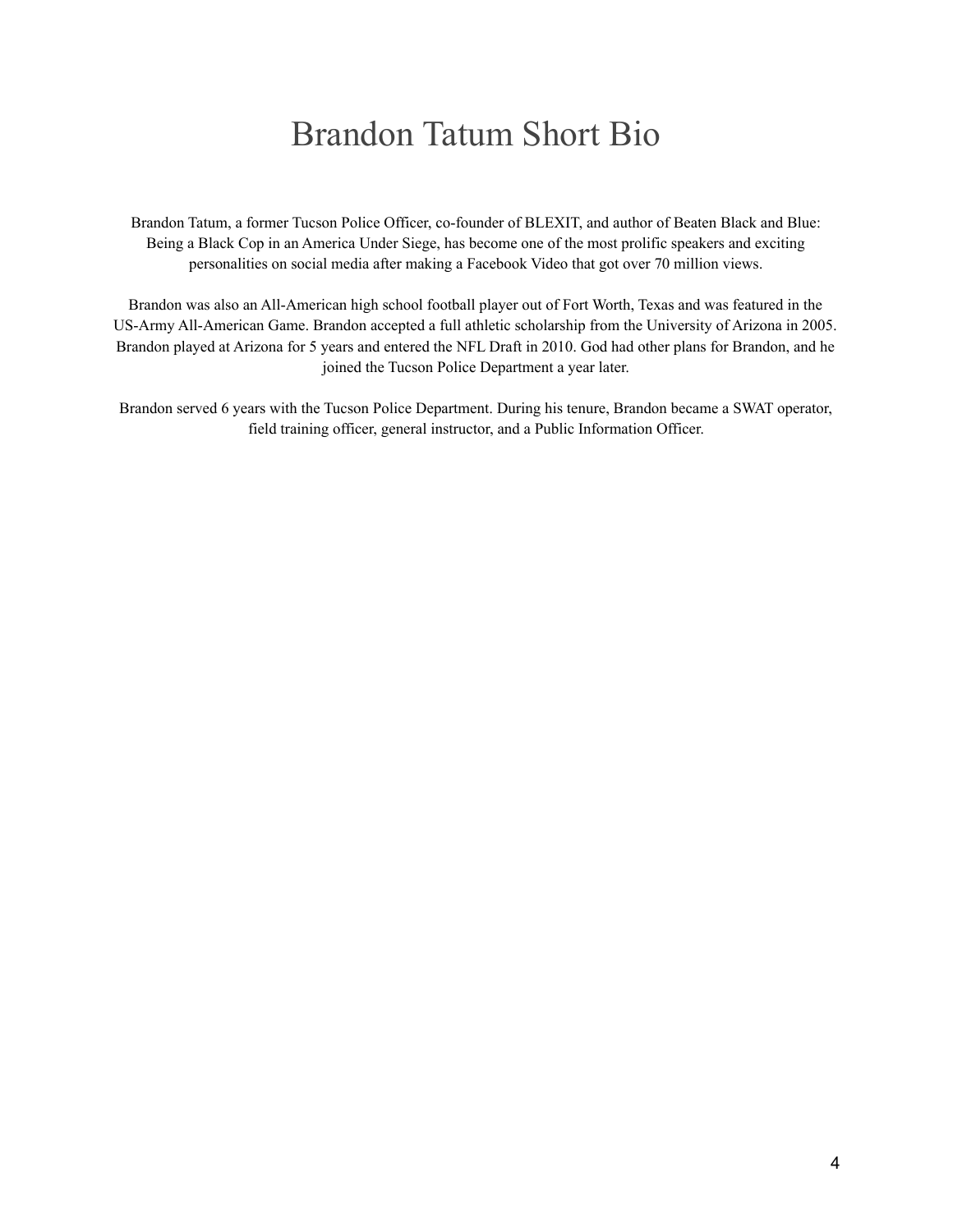# Brandon Tatum Short Bio

Brandon Tatum, a former Tucson Police Officer, co-founder of BLEXIT, and author of Beaten Black and Blue: Being a Black Cop in an America Under Siege, has become one of the most prolific speakers and exciting personalities on social media after making a Facebook Video that got over 70 million views.

Brandon was also an All-American high school football player out of Fort Worth, Texas and was featured in the US-Army All-American Game. Brandon accepted a full athletic scholarship from the University of Arizona in 2005. Brandon played at Arizona for 5 years and entered the NFL Draft in 2010. God had other plans for Brandon, and he joined the Tucson Police Department a year later.

Brandon served 6 years with the Tucson Police Department. During his tenure, Brandon became a SWAT operator, field training officer, general instructor, and a Public Information Officer.